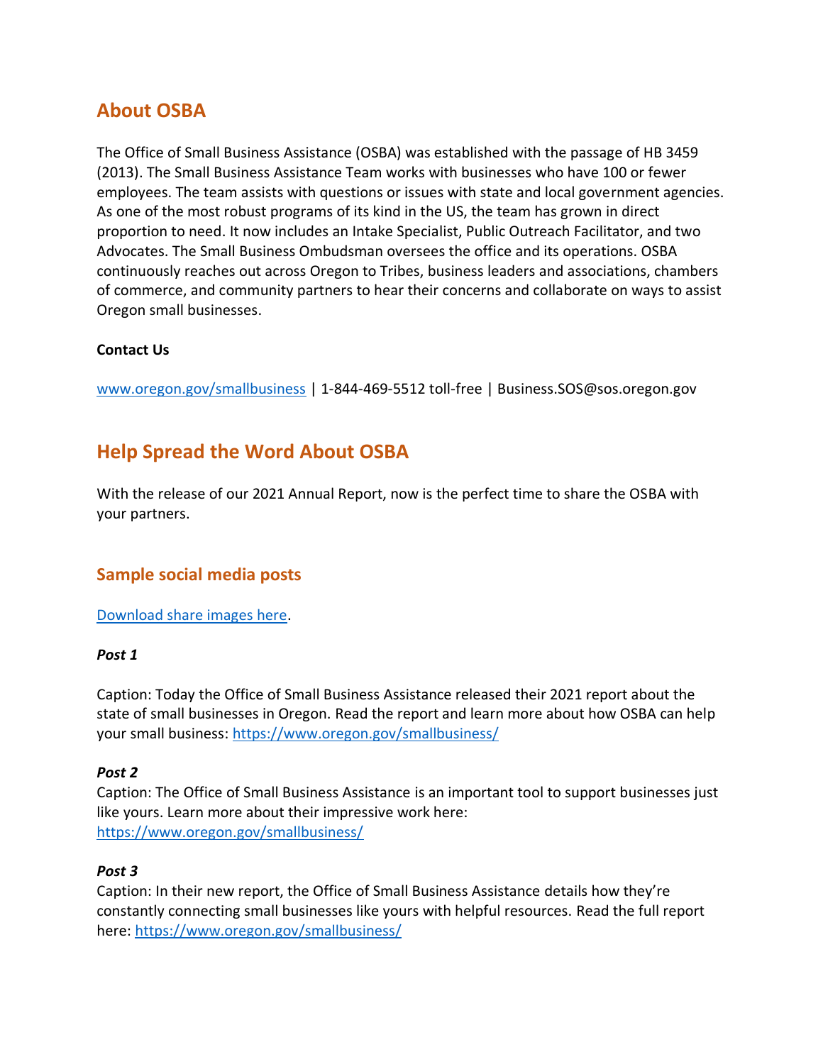## About OSBA

The Office of Small Business Assistance (OSBA) was established with the passage of HB 3459 (2013). The Small Business Assistance Team works with businesses who have 100 or fewer employees. The team assists with questions or issues with state and local government agencies. As one of the most robust programs of its kind in the US, the team has grown in direct proportion to need. It now includes an Intake Specialist, Public Outreach Facilitator, and two Advocates. The Small Business Ombudsman oversees the office and its operations. OSBA continuously reaches out across Oregon to Tribes, business leaders and associations, chambers of commerce, and community partners to hear their concerns and collaborate on ways to assist Oregon small businesses.

**Contact Us**

[www.oregon.gov/smallbusiness](http://www.oregon.gov/smallbusiness) | 1-844-469-5512 toll-free | Business.SOS@sos.oregon.gov

## Help Spread the Word About OSBA

With the release of our 2021 Annual Report, now is the perfect time to share the OSBA with your partners.

### Sample social media posts

Download share images here.

***Post 1***

Caption: Today the Office of Small Business Assistance released their 2021 report about the state of small businesses in Oregon. Read the report and learn more about how OSBA can help your small business: https://www.oregon.gov/smallbusiness/

***Post 2***

Caption: The Office of Small Business Assistance is an important tool to support businesses just like yours. Learn more about their impressive work here: https://www.oregon.gov/smallbusiness/

***Post 3***

Caption: In their new report, the Office of Small Business Assistance details how they're constantly connecting small businesses like yours with helpful resources. Read the full report here: https://www.oregon.gov/smallbusiness/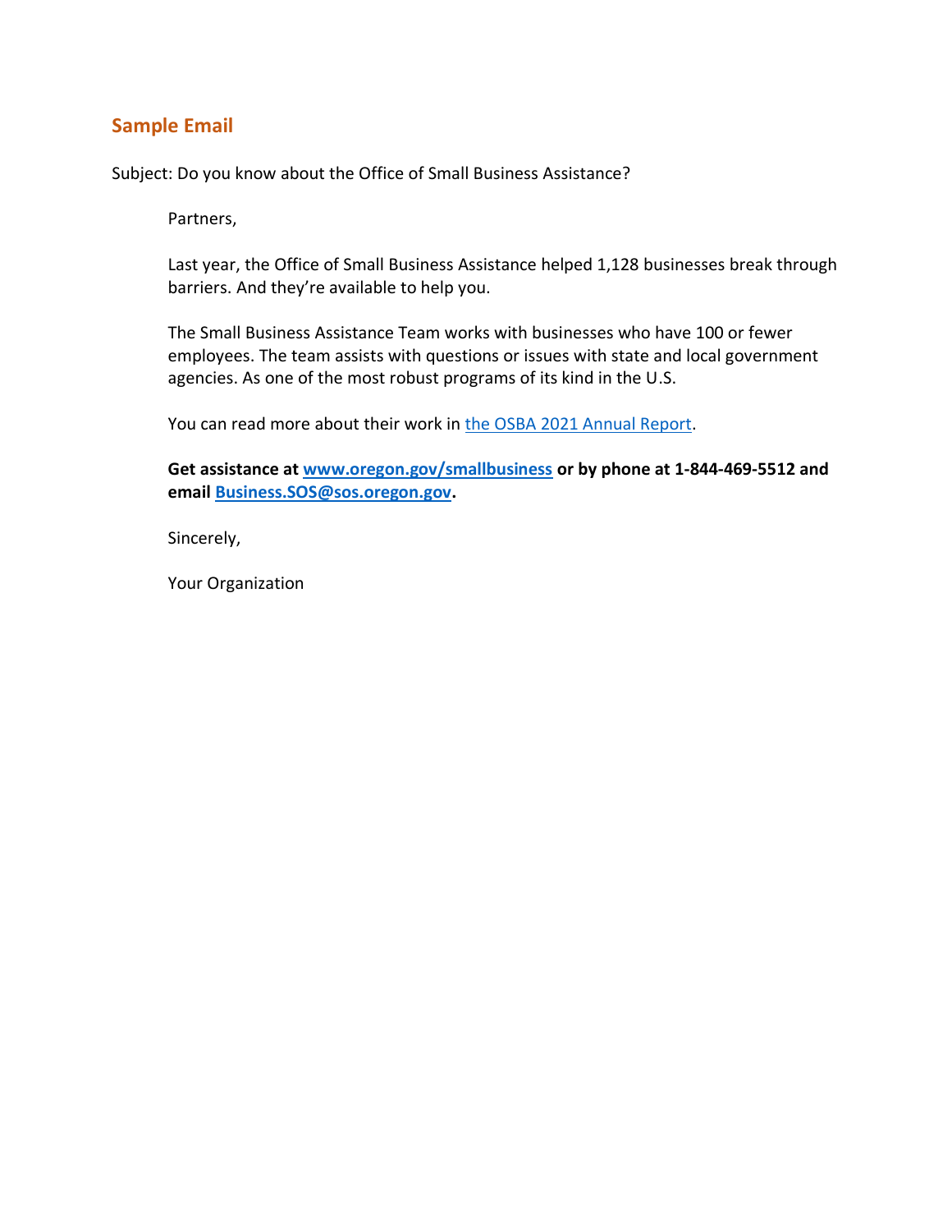## Sample Email

Subject: Do you know about the Office of Small Business Assistance?

Partners,

Last year, the Office of Small Business Assistance helped 1,128 businesses break through barriers. And they're available to help you.

The Small Business Assistance Team works with businesses who have 100 or fewer employees. The team assists with questions or issues with state and local government agencies. As one of the most robust programs of its kind in the U.S.

You can read more about their work in the OSBA 2021 Annual Report.

**Get assistance at www.oregon.gov/smallbusiness or by phone at 1-844-469-5512 and email Business.SOS@sos.oregon.gov.**

Sincerely,

Your Organization